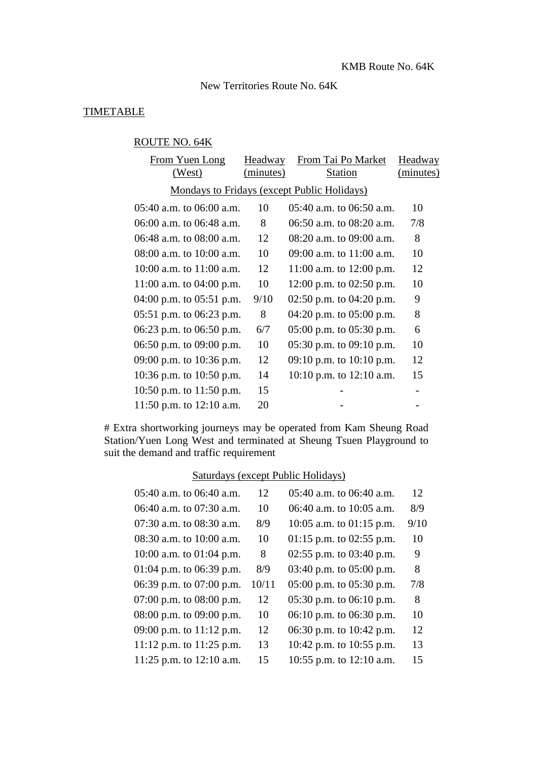KMB Route No. 64K

New Territories Route No. 64K

TIMETABLE

ROUTE NO. 64K

| From Yuen Long (West) | Headway (minutes) | From Tai Po Market Station | Headway (minutes) |
|---|---|---|---|
| **Mondays to Fridays (except Public Holidays)** | | | |
| 05:40 a.m. to 06:00 a.m. | 10 | 05:40 a.m. to 06:50 a.m. | 10 |
| 06:00 a.m. to 06:48 a.m. | 8 | 06:50 a.m. to 08:20 a.m. | 7/8 |
| 06:48 a.m. to 08:00 a.m. | 12 | 08:20 a.m. to 09:00 a.m. | 8 |
| 08:00 a.m. to 10:00 a.m. | 10 | 09:00 a.m. to 11:00 a.m. | 10 |
| 10:00 a.m. to 11:00 a.m. | 12 | 11:00 a.m. to 12:00 p.m. | 12 |
| 11:00 a.m. to 04:00 p.m. | 10 | 12:00 p.m. to 02:50 p.m. | 10 |
| 04:00 p.m. to 05:51 p.m. | 9/10 | 02:50 p.m. to 04:20 p.m. | 9 |
| 05:51 p.m. to 06:23 p.m. | 8 | 04:20 p.m. to 05:00 p.m. | 8 |
| 06:23 p.m. to 06:50 p.m. | 6/7 | 05:00 p.m. to 05:30 p.m. | 6 |
| 06:50 p.m. to 09:00 p.m. | 10 | 05:30 p.m. to 09:10 p.m. | 10 |
| 09:00 p.m. to 10:36 p.m. | 12 | 09:10 p.m. to 10:10 p.m. | 12 |
| 10:36 p.m. to 10:50 p.m. | 14 | 10:10 p.m. to 12:10 a.m. | 15 |
| 10:50 p.m. to 11:50 p.m. | 15 | - | - |
| 11:50 p.m. to 12:10 a.m. | 20 | - | - |

# Extra shortworking journeys may be operated from Kam Sheung Road Station/Yuen Long West and terminated at Sheung Tsuen Playground to suit the demand and traffic requirement

| From Yuen Long (West) | Headway (minutes) | From Tai Po Market Station | Headway (minutes) |
|---|---|---|---|
| **Saturdays (except Public Holidays)** | | | |
| 05:40 a.m. to 06:40 a.m. | 12 | 05:40 a.m. to 06:40 a.m. | 12 |
| 06:40 a.m. to 07:30 a.m. | 10 | 06:40 a.m. to 10:05 a.m. | 8/9 |
| 07:30 a.m. to 08:30 a.m. | 8/9 | 10:05 a.m. to 01:15 p.m. | 9/10 |
| 08:30 a.m. to 10:00 a.m. | 10 | 01:15 p.m. to 02:55 p.m. | 10 |
| 10:00 a.m. to 01:04 p.m. | 8 | 02:55 p.m. to 03:40 p.m. | 9 |
| 01:04 p.m. to 06:39 p.m. | 8/9 | 03:40 p.m. to 05:00 p.m. | 8 |
| 06:39 p.m. to 07:00 p.m. | 10/11 | 05:00 p.m. to 05:30 p.m. | 7/8 |
| 07:00 p.m. to 08:00 p.m. | 12 | 05:30 p.m. to 06:10 p.m. | 8 |
| 08:00 p.m. to 09:00 p.m. | 10 | 06:10 p.m. to 06:30 p.m. | 10 |
| 09:00 p.m. to 11:12 p.m. | 12 | 06:30 p.m. to 10:42 p.m. | 12 |
| 11:12 p.m. to 11:25 p.m. | 13 | 10:42 p.m. to 10:55 p.m. | 13 |
| 11:25 p.m. to 12:10 a.m. | 15 | 10:55 p.m. to 12:10 a.m. | 15 |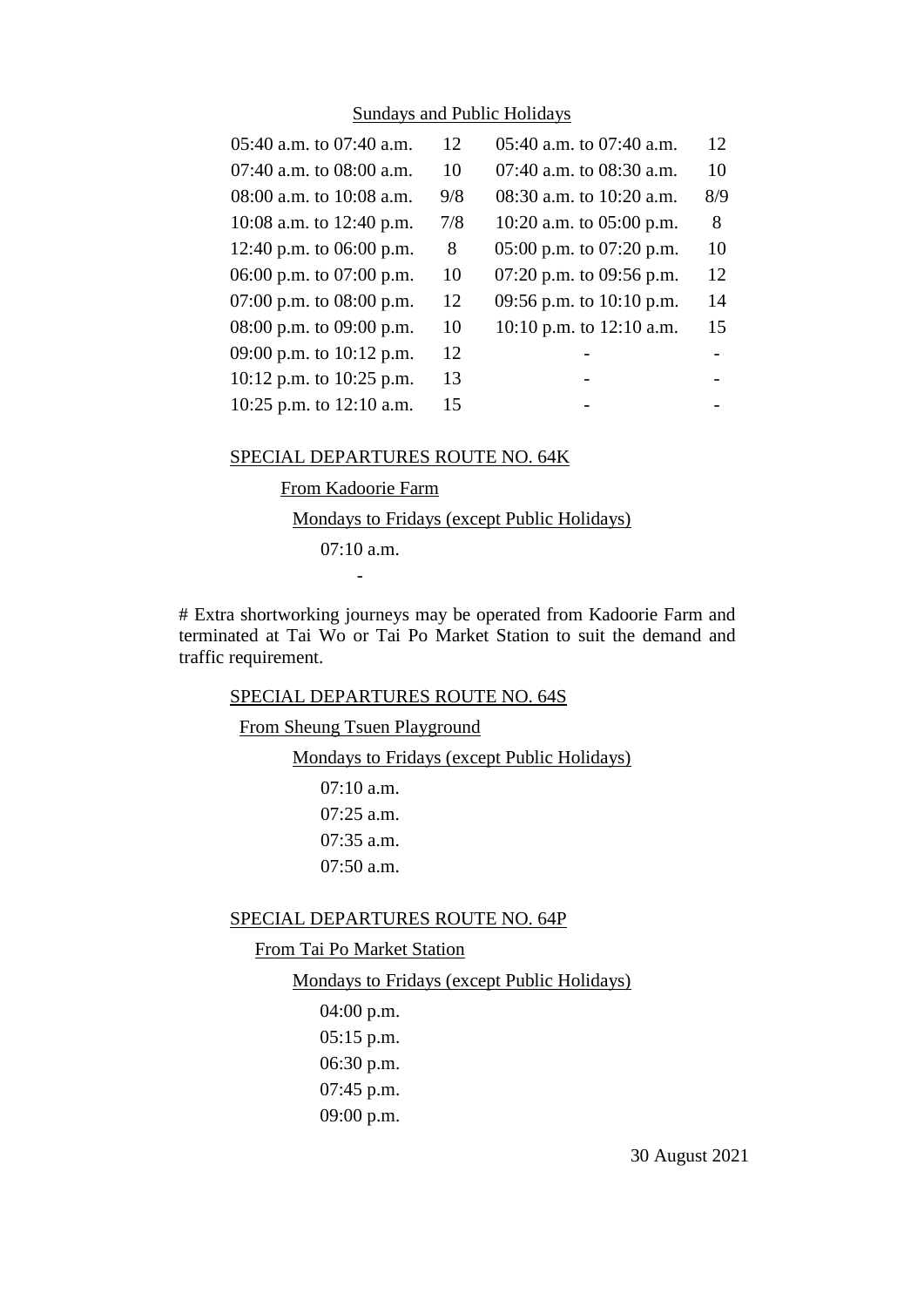Sundays and Public Holidays

| | | | |
|---|---|---|---|
| 05:40 a.m. to 07:40 a.m. | 12 | 05:40 a.m. to 07:40 a.m. | 12 |
| 07:40 a.m. to 08:00 a.m. | 10 | 07:40 a.m. to 08:30 a.m. | 10 |
| 08:00 a.m. to 10:08 a.m. | 9/8 | 08:30 a.m. to 10:20 a.m. | 8/9 |
| 10:08 a.m. to 12:40 p.m. | 7/8 | 10:20 a.m. to 05:00 p.m. | 8 |
| 12:40 p.m. to 06:00 p.m. | 8 | 05:00 p.m. to 07:20 p.m. | 10 |
| 06:00 p.m. to 07:00 p.m. | 10 | 07:20 p.m. to 09:56 p.m. | 12 |
| 07:00 p.m. to 08:00 p.m. | 12 | 09:56 p.m. to 10:10 p.m. | 14 |
| 08:00 p.m. to 09:00 p.m. | 10 | 10:10 p.m. to 12:10 a.m. | 15 |
| 09:00 p.m. to 10:12 p.m. | 12 | - | - |
| 10:12 p.m. to 10:25 p.m. | 13 | - | - |
| 10:25 p.m. to 12:10 a.m. | 15 | - | - |

SPECIAL DEPARTURES ROUTE NO. 64K

From Kadoorie Farm

Mondays to Fridays (except Public Holidays)

07:10 a.m.

-

# Extra shortworking journeys may be operated from Kadoorie Farm and terminated at Tai Wo or Tai Po Market Station to suit the demand and traffic requirement.

SPECIAL DEPARTURES ROUTE NO. 64S

From Sheung Tsuen Playground

Mondays to Fridays (except Public Holidays)

07:10 a.m.
07:25 a.m.
07:35 a.m.
07:50 a.m.

SPECIAL DEPARTURES ROUTE NO. 64P

From Tai Po Market Station

Mondays to Fridays (except Public Holidays)

04:00 p.m.
05:15 p.m.
06:30 p.m.
07:45 p.m.
09:00 p.m.

30 August 2021